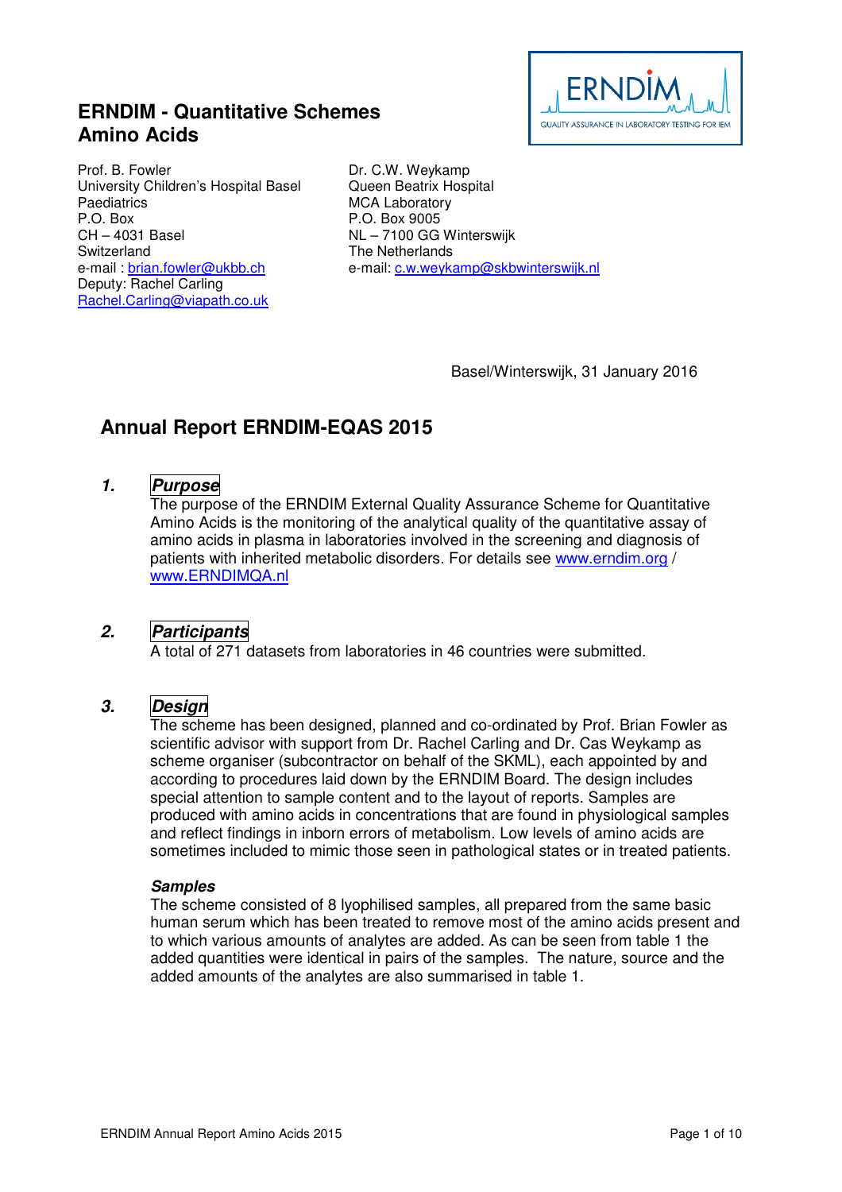# ERNDIM - Quantitative Schemes Amino Acids

Prof. B. Fowler
University Children's Hospital Basel
Paediatrics
P.O. Box
CH – 4031 Basel
Switzerland
e-mail : brian.fowler@ukbb.ch
Deputy: Rachel Carling
Rachel.Carling@viapath.co.uk

Dr. C.W. Weykamp
Queen Beatrix Hospital
MCA Laboratory
P.O. Box 9005
NL – 7100 GG Winterswijk
The Netherlands
e-mail: c.w.weykamp@skbwinterswijk.nl

Basel/Winterswijk, 31 January 2016

## Annual Report ERNDIM-EQAS 2015

### 1. *Purpose*

The purpose of the ERNDIM External Quality Assurance Scheme for Quantitative Amino Acids is the monitoring of the analytical quality of the quantitative assay of amino acids in plasma in laboratories involved in the screening and diagnosis of patients with inherited metabolic disorders. For details see www.erndim.org / www.ERNDIMQA.nl

### 2. *Participants*

A total of 271 datasets from laboratories in 46 countries were submitted.

### 3. *Design*

The scheme has been designed, planned and co-ordinated by Prof. Brian Fowler as scientific advisor with support from Dr. Rachel Carling and Dr. Cas Weykamp as scheme organiser (subcontractor on behalf of the SKML), each appointed by and according to procedures laid down by the ERNDIM Board. The design includes special attention to sample content and to the layout of reports. Samples are produced with amino acids in concentrations that are found in physiological samples and reflect findings in inborn errors of metabolism. Low levels of amino acids are sometimes included to mimic those seen in pathological states or in treated patients.

#### *Samples*

The scheme consisted of 8 lyophilised samples, all prepared from the same basic human serum which has been treated to remove most of the amino acids present and to which various amounts of analytes are added. As can be seen from table 1 the added quantities were identical in pairs of the samples. The nature, source and the added amounts of the analytes are also summarised in table 1.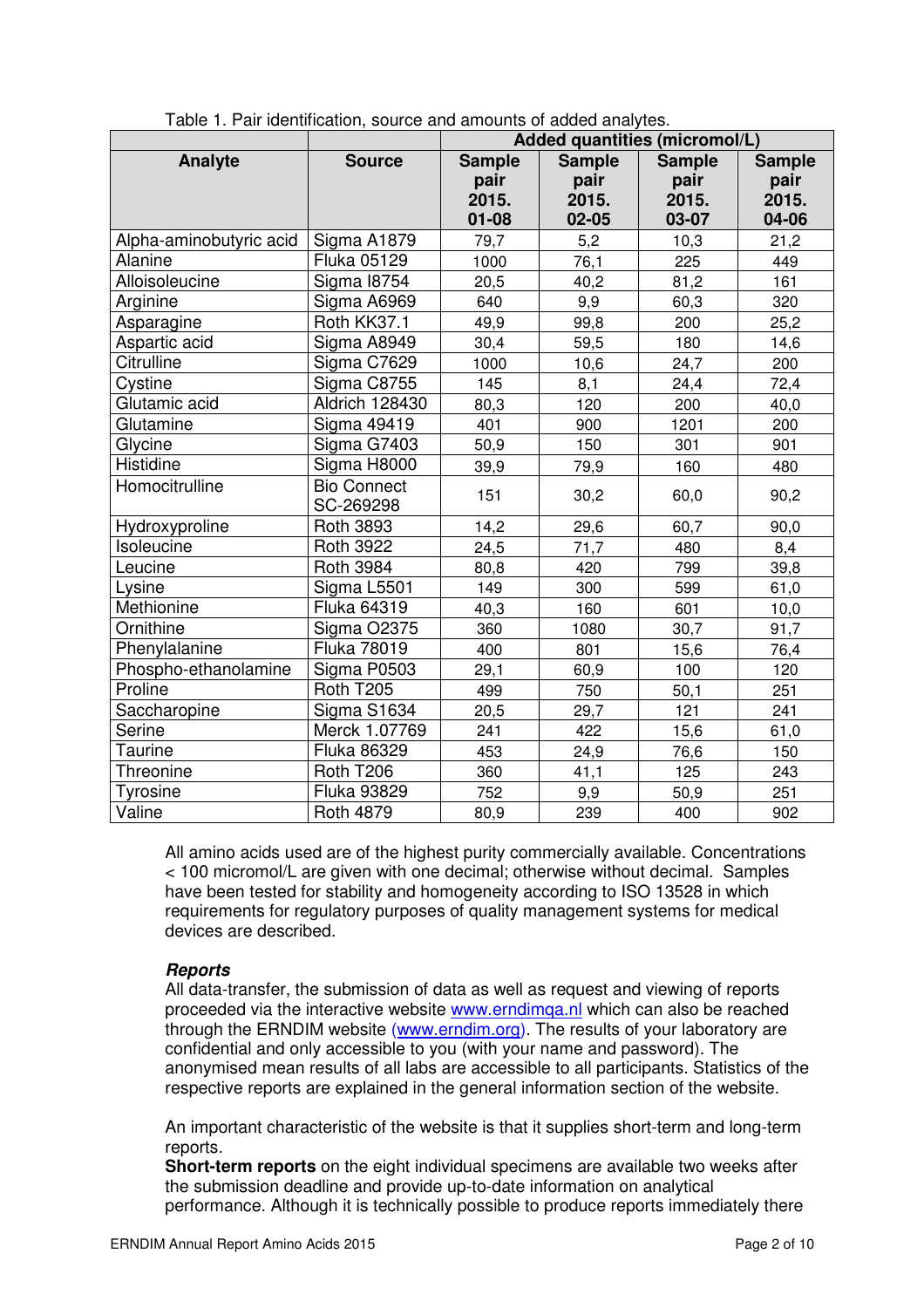Table 1. Pair identification, source and amounts of added analytes.

| | | Added quantities (micromol/L) | | | |
|---|---|---|---|---|---|
| **Analyte** | **Source** | **Sample pair 2015. 01-08** | **Sample pair 2015. 02-05** | **Sample pair 2015. 03-07** | **Sample pair 2015. 04-06** |
| Alpha-aminobutyric acid | Sigma A1879 | 79,7 | 5,2 | 10,3 | 21,2 |
| Alanine | Fluka 05129 | 1000 | 76,1 | 225 | 449 |
| Alloisoleucine | Sigma I8754 | 20,5 | 40,2 | 81,2 | 161 |
| Arginine | Sigma A6969 | 640 | 9,9 | 60,3 | 320 |
| Asparagine | Roth KK37.1 | 49,9 | 99,8 | 200 | 25,2 |
| Aspartic acid | Sigma A8949 | 30,4 | 59,5 | 180 | 14,6 |
| Citrulline | Sigma C7629 | 1000 | 10,6 | 24,7 | 200 |
| Cystine | Sigma C8755 | 145 | 8,1 | 24,4 | 72,4 |
| Glutamic acid | Aldrich 128430 | 80,3 | 120 | 200 | 40,0 |
| Glutamine | Sigma 49419 | 401 | 900 | 1201 | 200 |
| Glycine | Sigma G7403 | 50,9 | 150 | 301 | 901 |
| Histidine | Sigma H8000 | 39,9 | 79,9 | 160 | 480 |
| Homocitrulline | Bio Connect SC-269298 | 151 | 30,2 | 60,0 | 90,2 |
| Hydroxyproline | Roth 3893 | 14,2 | 29,6 | 60,7 | 90,0 |
| Isoleucine | Roth 3922 | 24,5 | 71,7 | 480 | 8,4 |
| Leucine | Roth 3984 | 80,8 | 420 | 799 | 39,8 |
| Lysine | Sigma L5501 | 149 | 300 | 599 | 61,0 |
| Methionine | Fluka 64319 | 40,3 | 160 | 601 | 10,0 |
| Ornithine | Sigma O2375 | 360 | 1080 | 30,7 | 91,7 |
| Phenylalanine | Fluka 78019 | 400 | 801 | 15,6 | 76,4 |
| Phospho-ethanolamine | Sigma P0503 | 29,1 | 60,9 | 100 | 120 |
| Proline | Roth T205 | 499 | 750 | 50,1 | 251 |
| Saccharopine | Sigma S1634 | 20,5 | 29,7 | 121 | 241 |
| Serine | Merck 1.07769 | 241 | 422 | 15,6 | 61,0 |
| Taurine | Fluka 86329 | 453 | 24,9 | 76,6 | 150 |
| Threonine | Roth T206 | 360 | 41,1 | 125 | 243 |
| Tyrosine | Fluka 93829 | 752 | 9,9 | 50,9 | 251 |
| Valine | Roth 4879 | 80,9 | 239 | 400 | 902 |

All amino acids used are of the highest purity commercially available. Concentrations < 100 micromol/L are given with one decimal; otherwise without decimal. Samples have been tested for stability and homogeneity according to ISO 13528 in which requirements for regulatory purposes of quality management systems for medical devices are described.

### *Reports*

All data-transfer, the submission of data as well as request and viewing of reports proceeded via the interactive website www.erndimqa.nl which can also be reached through the ERNDIM website (www.erndim.org). The results of your laboratory are confidential and only accessible to you (with your name and password). The anonymised mean results of all labs are accessible to all participants. Statistics of the respective reports are explained in the general information section of the website.

An important characteristic of the website is that it supplies short-term and long-term reports.

**Short-term reports** on the eight individual specimens are available two weeks after the submission deadline and provide up-to-date information on analytical performance. Although it is technically possible to produce reports immediately there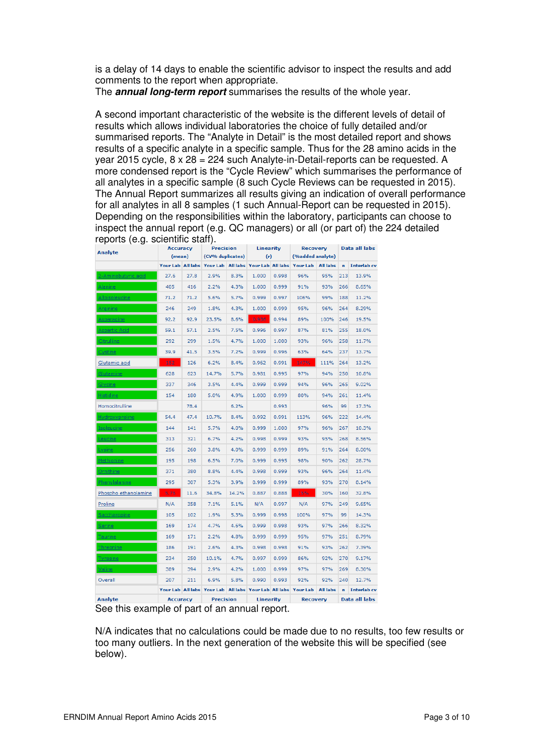is a delay of 14 days to enable the scientific advisor to inspect the results and add comments to the report when appropriate.
The ***annual long-term report*** summarises the results of the whole year.

A second important characteristic of the website is the different levels of detail of results which allows individual laboratories the choice of fully detailed and/or summarised reports. The "Analyte in Detail" is the most detailed report and shows results of a specific analyte in a specific sample. Thus for the 28 amino acids in the year 2015 cycle, 8 x 28 = 224 such Analyte-in-Detail-reports can be requested. A more condensed report is the "Cycle Review" which summarises the performance of all analytes in a specific sample (8 such Cycle Reviews can be requested in 2015). The Annual Report summarizes all results giving an indication of overall performance for all analytes in all 8 samples (1 such Annual-Report can be requested in 2015). Depending on the responsibilities within the laboratory, participants can choose to inspect the annual report (e.g. QC managers) or all (or part of) the 224 detailed reports (e.g. scientific staff).

| Analyte | Accuracy (mean) | | Precision (CV% duplicates) | | Linearity (r) | | Recovery (%added analyte) | | Data all labs | |
|---|---|---|---|---|---|---|---|---|---|---|
| | Your Lab | All labs | Your Lab | All labs | Your Lab | All labs | Your Lab | All labs | n | Interlab cv |
| 2-Aminobutyric acid | 27.6 | 27.8 | 2.9% | 8.3% | 1.000 | 0.998 | 96% | 95% | 213 | 13.9% |
| Alanine | 405 | 416 | 2.2% | 4.3% | 1.000 | 0.999 | 91% | 93% | 266 | 8.65% |
| Alloisoleucine | 71.2 | 71.2 | 5.6% | 5.7% | 0.999 | 0.997 | 106% | 99% | 188 | 11.2% |
| Arginine | 246 | 249 | 1.8% | 4.3% | 1.000 | 0.999 | 95% | 96% | 264 | 8.29% |
| Asparagine | 92.2 | 92.9 | 23.5% | 8.6% | 0.956 | 0.994 | 89% | 100% | 246 | 19.5% |
| Aspartic Acid | 59.1 | 57.1 | 2.5% | 7.5% | 0.996 | 0.997 | 87% | 81% | 255 | 18.0% |
| Citrulline | 292 | 299 | 1.5% | 4.7% | 1.000 | 1.000 | 93% | 96% | 258 | 11.7% |
| Cystine | 39.9 | 41.5 | 3.5% | 7.2% | 0.999 | 0.996 | 63% | 64% | 237 | 13.7% |
| Glutamic acid | 153 | 126 | 6.2% | 8.4% | 0.962 | 0.991 | 147% | 111% | 264 | 13.2% |
| Glutamine | 628 | 623 | 14.7% | 5.7% | 0.981 | 0.995 | 97% | 94% | 250 | 10.8% |
| Glycine | 337 | 346 | 3.5% | 4.4% | 0.999 | 0.999 | 94% | 96% | 265 | 9.02% |
| Histidine | 154 | 180 | 5.0% | 4.9% | 1.000 | 0.999 | 80% | 94% | 261 | 11.4% |
| Homocitrulline | | 78.4 | | 6.2% | | 0.993 | | 96% | 99 | 17.3% |
| Hydroxyproline | 54.4 | 47.4 | 10.7% | 8.4% | 0.992 | 0.991 | 113% | 96% | 222 | 14.4% |
| Isoleucine | 144 | 141 | 5.7% | 4.0% | 0.999 | 1.000 | 97% | 96% | 267 | 10.3% |
| Leucine | 313 | 321 | 6.7% | 4.2% | 0.998 | 0.999 | 93% | 95% | 268 | 8.56% |
| Lysine | 256 | 260 | 3.8% | 4.0% | 0.999 | 0.999 | 89% | 91% | 264 | 8.00% |
| Methionine | 195 | 198 | 6.5% | 7.0% | 0.999 | 0.995 | 98% | 90% | 262 | 28.7% |
| Ornithine | 371 | 380 | 8.8% | 4.4% | 0.998 | 0.999 | 93% | 96% | 264 | 11.4% |
| Phenylalanine | 295 | 307 | 5.3% | 3.9% | 0.999 | 0.999 | 89% | 93% | 270 | 8.14% |
| Phospho ethanolamine | 4.79 | 11.6 | 34.8% | 14.2% | 0.887 | 0.888 | 14% | 30% | 160 | 32.8% |
| Proline | N/A | 358 | 7.1% | 5.1% | N/A | 0.997 | N/A | 97% | 249 | 9.65% |
| Saccharopine | 105 | 102 | 1.9% | 5.3% | 0.999 | 0.998 | 100% | 97% | 99 | 14.3% |
| Serine | 169 | 174 | 4.7% | 4.6% | 0.999 | 0.998 | 93% | 97% | 266 | 8.32% |
| Taurine | 169 | 171 | 2.2% | 4.8% | 0.999 | 0.999 | 95% | 97% | 251 | 8.79% |
| Threonine | 186 | 191 | 2.6% | 4.3% | 0.998 | 0.998 | 91% | 93% | 262 | 7.39% |
| Tyrosine | 234 | 250 | 10.1% | 4.7% | 0.997 | 0.999 | 86% | 92% | 270 | 9.17% |
| Valine | 389 | 394 | 2.9% | 4.2% | 1.000 | 0.999 | 97% | 97% | 269 | 8.30% |
| Overall | 207 | 211 | 6.9% | 5.8% | 0.990 | 0.993 | 92% | 92% | 240 | 12.7% |
| | Your Lab | All labs | Your Lab | All labs | Your Lab | All labs | Your Lab | All labs | n | Interlab cv |
| Analyte | Accuracy | | Precision | | Linearity | | Recovery | | Data all labs | |

See this example of part of an annual report.

N/A indicates that no calculations could be made due to no results, too few results or too many outliers. In the next generation of the website this will be specified (see below).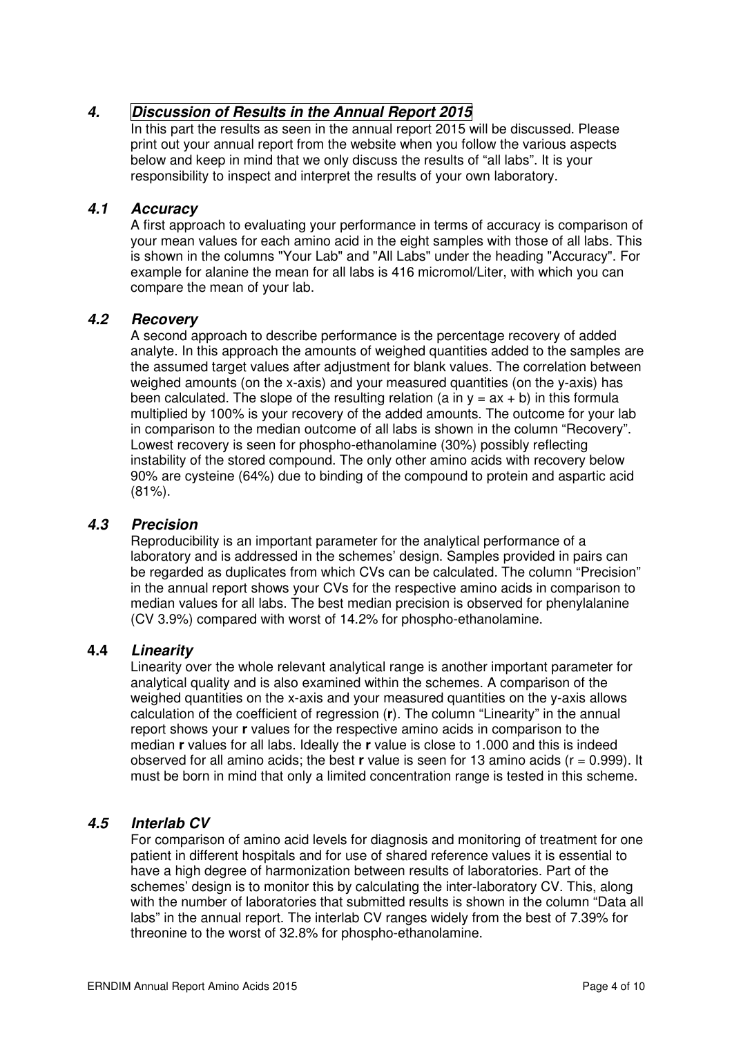## 4. Discussion of Results in the Annual Report 2015

In this part the results as seen in the annual report 2015 will be discussed. Please print out your annual report from the website when you follow the various aspects below and keep in mind that we only discuss the results of "all labs". It is your responsibility to inspect and interpret the results of your own laboratory.

### 4.1 Accuracy

A first approach to evaluating your performance in terms of accuracy is comparison of your mean values for each amino acid in the eight samples with those of all labs. This is shown in the columns "Your Lab" and "All Labs" under the heading "Accuracy". For example for alanine the mean for all labs is 416 micromol/Liter, with which you can compare the mean of your lab.

### 4.2 Recovery

A second approach to describe performance is the percentage recovery of added analyte. In this approach the amounts of weighed quantities added to the samples are the assumed target values after adjustment for blank values. The correlation between weighed amounts (on the x-axis) and your measured quantities (on the y-axis) has been calculated. The slope of the resulting relation (a in $y = ax + b$) in this formula multiplied by 100% is your recovery of the added amounts. The outcome for your lab in comparison to the median outcome of all labs is shown in the column "Recovery". Lowest recovery is seen for phospho-ethanolamine (30%) possibly reflecting instability of the stored compound. The only other amino acids with recovery below 90% are cysteine (64%) due to binding of the compound to protein and aspartic acid (81%).

### 4.3 Precision

Reproducibility is an important parameter for the analytical performance of a laboratory and is addressed in the schemes' design. Samples provided in pairs can be regarded as duplicates from which CVs can be calculated. The column "Precision" in the annual report shows your CVs for the respective amino acids in comparison to median values for all labs. The best median precision is observed for phenylalanine (CV 3.9%) compared with worst of 14.2% for phospho-ethanolamine.

### 4.4 Linearity

Linearity over the whole relevant analytical range is another important parameter for analytical quality and is also examined within the schemes. A comparison of the weighed quantities on the x-axis and your measured quantities on the y-axis allows calculation of the coefficient of regression (**r**). The column "Linearity" in the annual report shows your **r** values for the respective amino acids in comparison to the median **r** values for all labs. Ideally the **r** value is close to 1.000 and this is indeed observed for all amino acids; the best **r** value is seen for 13 amino acids ($r = 0.999$). It must be born in mind that only a limited concentration range is tested in this scheme.

### 4.5 Interlab CV

For comparison of amino acid levels for diagnosis and monitoring of treatment for one patient in different hospitals and for use of shared reference values it is essential to have a high degree of harmonization between results of laboratories. Part of the schemes' design is to monitor this by calculating the inter-laboratory CV. This, along with the number of laboratories that submitted results is shown in the column "Data all labs" in the annual report. The interlab CV ranges widely from the best of 7.39% for threonine to the worst of 32.8% for phospho-ethanolamine.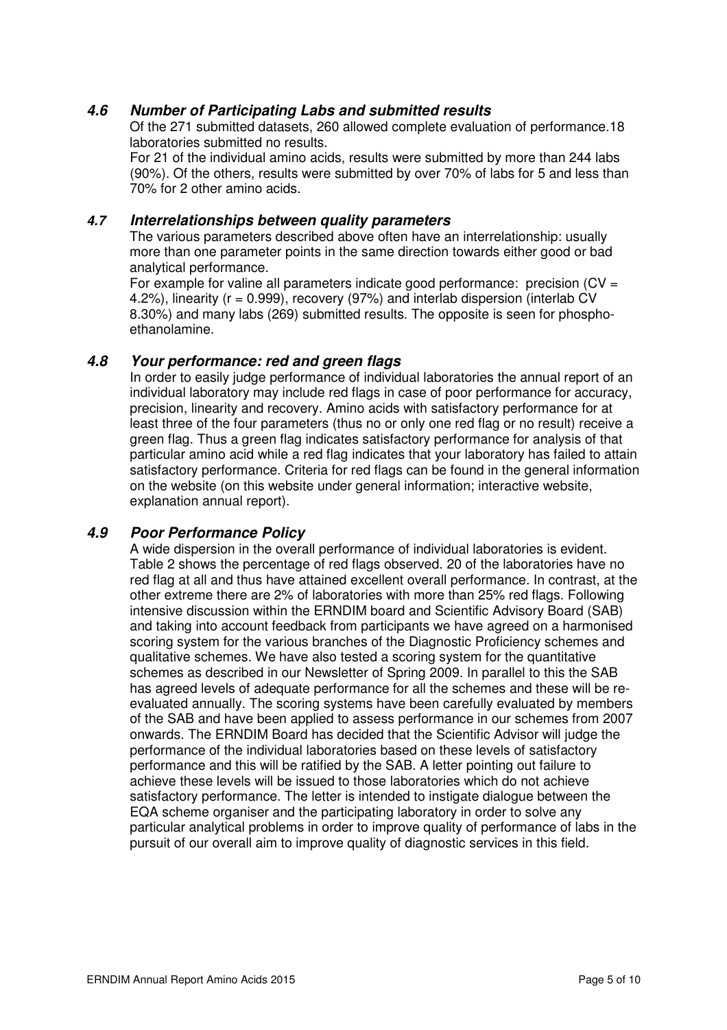### 4.6 Number of Participating Labs and submitted results

Of the 271 submitted datasets, 260 allowed complete evaluation of performance.18 laboratories submitted no results.

For 21 of the individual amino acids, results were submitted by more than 244 labs (90%). Of the others, results were submitted by over 70% of labs for 5 and less than 70% for 2 other amino acids.

### 4.7 Interrelationships between quality parameters

The various parameters described above often have an interrelationship: usually more than one parameter points in the same direction towards either good or bad analytical performance.

For example for valine all parameters indicate good performance: precision (CV = 4.2%), linearity (r = 0.999), recovery (97%) and interlab dispersion (interlab CV 8.30%) and many labs (269) submitted results. The opposite is seen for phospho-ethanolamine.

### 4.8 Your performance: red and green flags

In order to easily judge performance of individual laboratories the annual report of an individual laboratory may include red flags in case of poor performance for accuracy, precision, linearity and recovery. Amino acids with satisfactory performance for at least three of the four parameters (thus no or only one red flag or no result) receive a green flag. Thus a green flag indicates satisfactory performance for analysis of that particular amino acid while a red flag indicates that your laboratory has failed to attain satisfactory performance. Criteria for red flags can be found in the general information on the website (on this website under general information; interactive website, explanation annual report).

### 4.9 Poor Performance Policy

A wide dispersion in the overall performance of individual laboratories is evident. Table 2 shows the percentage of red flags observed. 20 of the laboratories have no red flag at all and thus have attained excellent overall performance. In contrast, at the other extreme there are 2% of laboratories with more than 25% red flags. Following intensive discussion within the ERNDIM board and Scientific Advisory Board (SAB) and taking into account feedback from participants we have agreed on a harmonised scoring system for the various branches of the Diagnostic Proficiency schemes and qualitative schemes. We have also tested a scoring system for the quantitative schemes as described in our Newsletter of Spring 2009. In parallel to this the SAB has agreed levels of adequate performance for all the schemes and these will be re-evaluated annually. The scoring systems have been carefully evaluated by members of the SAB and have been applied to assess performance in our schemes from 2007 onwards. The ERNDIM Board has decided that the Scientific Advisor will judge the performance of the individual laboratories based on these levels of satisfactory performance and this will be ratified by the SAB. A letter pointing out failure to achieve these levels will be issued to those laboratories which do not achieve satisfactory performance. The letter is intended to instigate dialogue between the EQA scheme organiser and the participating laboratory in order to solve any particular analytical problems in order to improve quality of performance of labs in the pursuit of our overall aim to improve quality of diagnostic services in this field.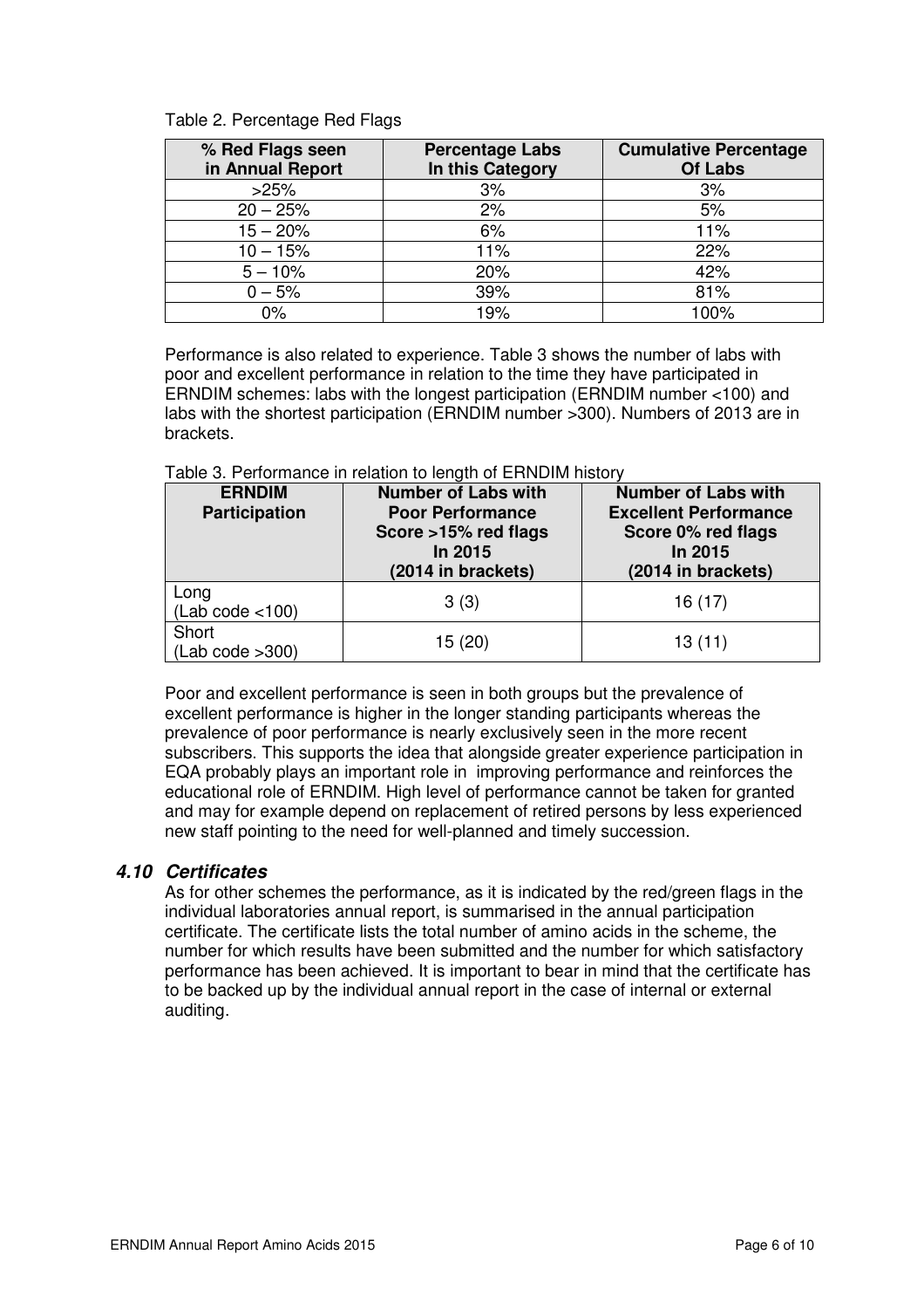Table 2. Percentage Red Flags

| % Red Flags seen in Annual Report | Percentage Labs In this Category | Cumulative Percentage Of Labs |
|---|---|---|
| >25% | 3% | 3% |
| 20 – 25% | 2% | 5% |
| 15 – 20% | 6% | 11% |
| 10 – 15% | 11% | 22% |
| 5 – 10% | 20% | 42% |
| 0 – 5% | 39% | 81% |
| 0% | 19% | 100% |

Performance is also related to experience. Table 3 shows the number of labs with poor and excellent performance in relation to the time they have participated in ERNDIM schemes: labs with the longest participation (ERNDIM number <100) and labs with the shortest participation (ERNDIM number >300). Numbers of 2013 are in brackets.

Table 3. Performance in relation to length of ERNDIM history

| ERNDIM Participation | Number of Labs with Poor Performance Score >15% red flags In 2015 (2014 in brackets) | Number of Labs with Excellent Performance Score 0% red flags In 2015 (2014 in brackets) |
|---|---|---|
| Long (Lab code <100) | 3 (3) | 16 (17) |
| Short (Lab code >300) | 15 (20) | 13 (11) |

Poor and excellent performance is seen in both groups but the prevalence of excellent performance is higher in the longer standing participants whereas the prevalence of poor performance is nearly exclusively seen in the more recent subscribers. This supports the idea that alongside greater experience participation in EQA probably plays an important role in improving performance and reinforces the educational role of ERNDIM. High level of performance cannot be taken for granted and may for example depend on replacement of retired persons by less experienced new staff pointing to the need for well-planned and timely succession.

### *4.10 Certificates*

As for other schemes the performance, as it is indicated by the red/green flags in the individual laboratories annual report, is summarised in the annual participation certificate. The certificate lists the total number of amino acids in the scheme, the number for which results have been submitted and the number for which satisfactory performance has been achieved. It is important to bear in mind that the certificate has to be backed up by the individual annual report in the case of internal or external auditing.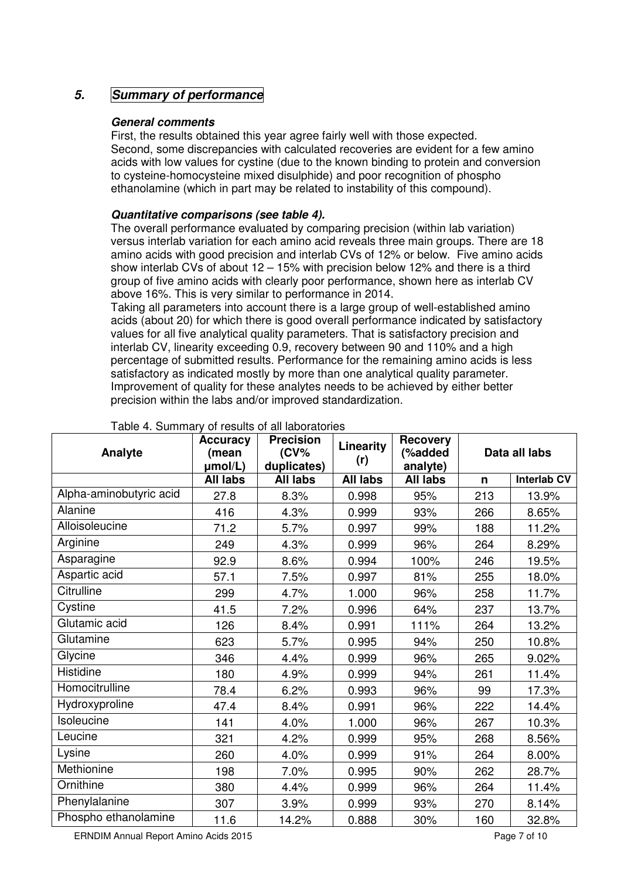## 5. Summary of performance

### General comments

First, the results obtained this year agree fairly well with those expected.
Second, some discrepancies with calculated recoveries are evident for a few amino acids with low values for cystine (due to the known binding to protein and conversion to cysteine-homocysteine mixed disulphide) and poor recognition of phospho ethanolamine (which in part may be related to instability of this compound).

### Quantitative comparisons (see table 4).

The overall performance evaluated by comparing precision (within lab variation) versus interlab variation for each amino acid reveals three main groups. There are 18 amino acids with good precision and interlab CVs of 12% or below. Five amino acids show interlab CVs of about 12 – 15% with precision below 12% and there is a third group of five amino acids with clearly poor performance, shown here as interlab CV above 16%. This is very similar to performance in 2014.
Taking all parameters into account there is a large group of well-established amino acids (about 20) for which there is good overall performance indicated by satisfactory values for all five analytical quality parameters. That is satisfactory precision and interlab CV, linearity exceeding 0.9, recovery between 90 and 110% and a high percentage of submitted results. Performance for the remaining amino acids is less satisfactory as indicated mostly by more than one analytical quality parameter. Improvement of quality for these analytes needs to be achieved by either better precision within the labs and/or improved standardization.

Table 4. Summary of results of all laboratories

| Analyte | Accuracy (mean µmol/L) | Precision (CV% duplicates) | Linearity (r) | Recovery (%added analyte) | Data all labs | |
|---|---|---|---|---|---|---|
| | All labs | All labs | All labs | All labs | n | Interlab CV |
| Alpha-aminobutyric acid | 27.8 | 8.3% | 0.998 | 95% | 213 | 13.9% |
| Alanine | 416 | 4.3% | 0.999 | 93% | 266 | 8.65% |
| Alloisoleucine | 71.2 | 5.7% | 0.997 | 99% | 188 | 11.2% |
| Arginine | 249 | 4.3% | 0.999 | 96% | 264 | 8.29% |
| Asparagine | 92.9 | 8.6% | 0.994 | 100% | 246 | 19.5% |
| Aspartic acid | 57.1 | 7.5% | 0.997 | 81% | 255 | 18.0% |
| Citrulline | 299 | 4.7% | 1.000 | 96% | 258 | 11.7% |
| Cystine | 41.5 | 7.2% | 0.996 | 64% | 237 | 13.7% |
| Glutamic acid | 126 | 8.4% | 0.991 | 111% | 264 | 13.2% |
| Glutamine | 623 | 5.7% | 0.995 | 94% | 250 | 10.8% |
| Glycine | 346 | 4.4% | 0.999 | 96% | 265 | 9.02% |
| Histidine | 180 | 4.9% | 0.999 | 94% | 261 | 11.4% |
| Homocitrulline | 78.4 | 6.2% | 0.993 | 96% | 99 | 17.3% |
| Hydroxyproline | 47.4 | 8.4% | 0.991 | 96% | 222 | 14.4% |
| Isoleucine | 141 | 4.0% | 1.000 | 96% | 267 | 10.3% |
| Leucine | 321 | 4.2% | 0.999 | 95% | 268 | 8.56% |
| Lysine | 260 | 4.0% | 0.999 | 91% | 264 | 8.00% |
| Methionine | 198 | 7.0% | 0.995 | 90% | 262 | 28.7% |
| Ornithine | 380 | 4.4% | 0.999 | 96% | 264 | 11.4% |
| Phenylalanine | 307 | 3.9% | 0.999 | 93% | 270 | 8.14% |
| Phospho ethanolamine | 11.6 | 14.2% | 0.888 | 30% | 160 | 32.8% |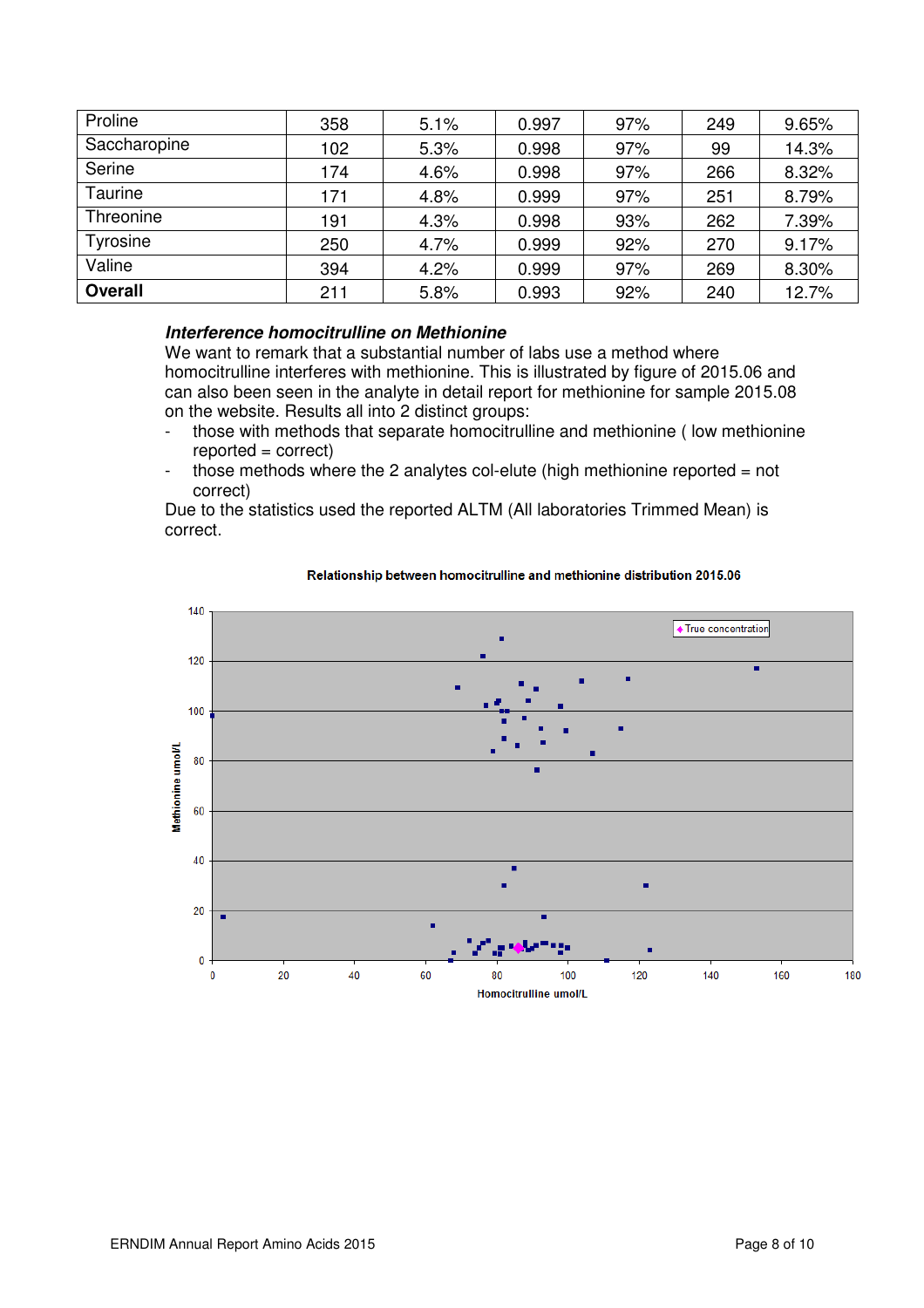| Proline | 358 | 5.1% | 0.997 | 97% | 249 | 9.65% |
|---|---|---|---|---|---|---|
| Saccharopine | 102 | 5.3% | 0.998 | 97% | 99 | 14.3% |
| Serine | 174 | 4.6% | 0.998 | 97% | 266 | 8.32% |
| Taurine | 171 | 4.8% | 0.999 | 97% | 251 | 8.79% |
| Threonine | 191 | 4.3% | 0.998 | 93% | 262 | 7.39% |
| Tyrosine | 250 | 4.7% | 0.999 | 92% | 270 | 9.17% |
| Valine | 394 | 4.2% | 0.999 | 97% | 269 | 8.30% |
| **Overall** | 211 | 5.8% | 0.993 | 92% | 240 | 12.7% |

***Interference homocitrulline on Methionine***

We want to remark that a substantial number of labs use a method where homocitrulline interferes with methionine. This is illustrated by figure of 2015.06 and can also been seen in the analyte in detail report for methionine for sample 2015.08 on the website. Results all into 2 distinct groups:

- those with methods that separate homocitrulline and methionine ( low methionine reported = correct)
- those methods where the 2 analytes col-elute (high methionine reported = not correct)

Due to the statistics used the reported ALTM (All laboratories Trimmed Mean) is correct.

**Relationship between homocitrulline and methionine distribution 2015.06**

(Scatter plot: x-axis "Homocitrulline umol/L" 0–180; y-axis "Methionine umol/L" 0–140; legend: "True concentration")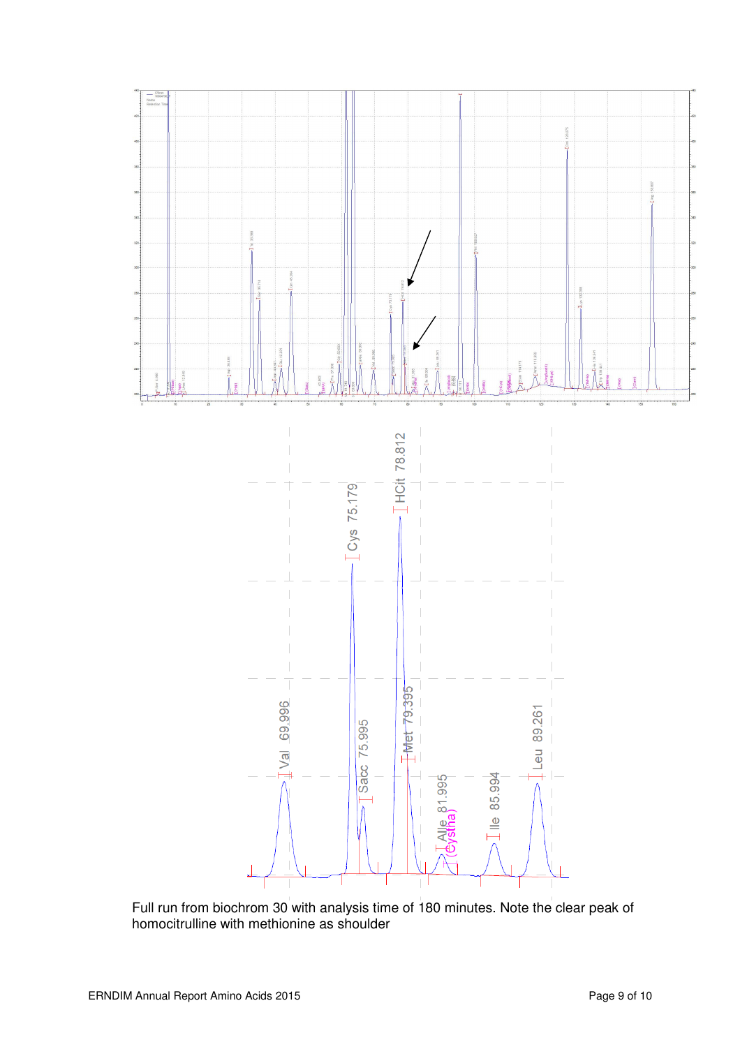Full run from biochrom 30 with analysis time of 180 minutes. Note the clear peak of homocitrulline with methionine as shoulder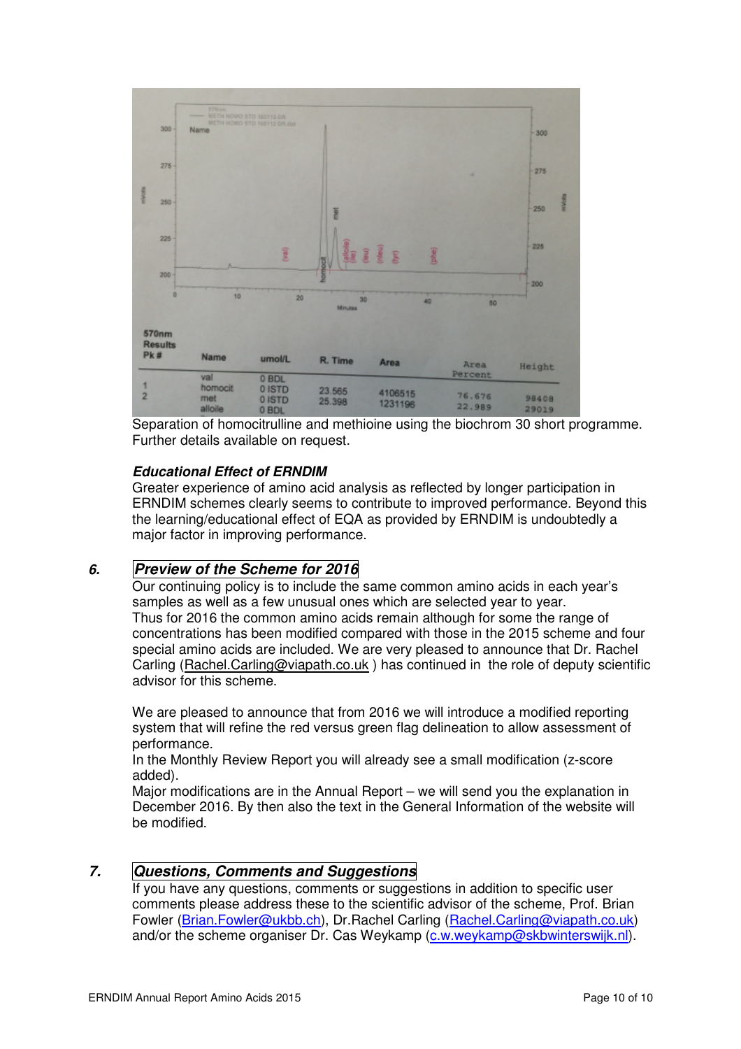Separation of homocitrulline and methioine using the biochrom 30 short programme. Further details available on request.

***Educational Effect of ERNDIM***

Greater experience of amino acid analysis as reflected by longer participation in ERNDIM schemes clearly seems to contribute to improved performance. Beyond this the learning/educational effect of EQA as provided by ERNDIM is undoubtedly a major factor in improving performance.

## 6. *Preview of the Scheme for 2016*

Our continuing policy is to include the same common amino acids in each year's samples as well as a few unusual ones which are selected year to year.
Thus for 2016 the common amino acids remain although for some the range of concentrations has been modified compared with those in the 2015 scheme and four special amino acids are included. We are very pleased to announce that Dr. Rachel Carling (Rachel.Carling@viapath.co.uk ) has continued in the role of deputy scientific advisor for this scheme.

We are pleased to announce that from 2016 we will introduce a modified reporting system that will refine the red versus green flag delineation to allow assessment of performance.
In the Monthly Review Report you will already see a small modification (z-score added).
Major modifications are in the Annual Report – we will send you the explanation in December 2016. By then also the text in the General Information of the website will be modified.

## 7. *Questions, Comments and Suggestions*

If you have any questions, comments or suggestions in addition to specific user comments please address these to the scientific advisor of the scheme, Prof. Brian Fowler (Brian.Fowler@ukbb.ch), Dr.Rachel Carling (Rachel.Carling@viapath.co.uk) and/or the scheme organiser Dr. Cas Weykamp (c.w.weykamp@skbwinterswijk.nl).